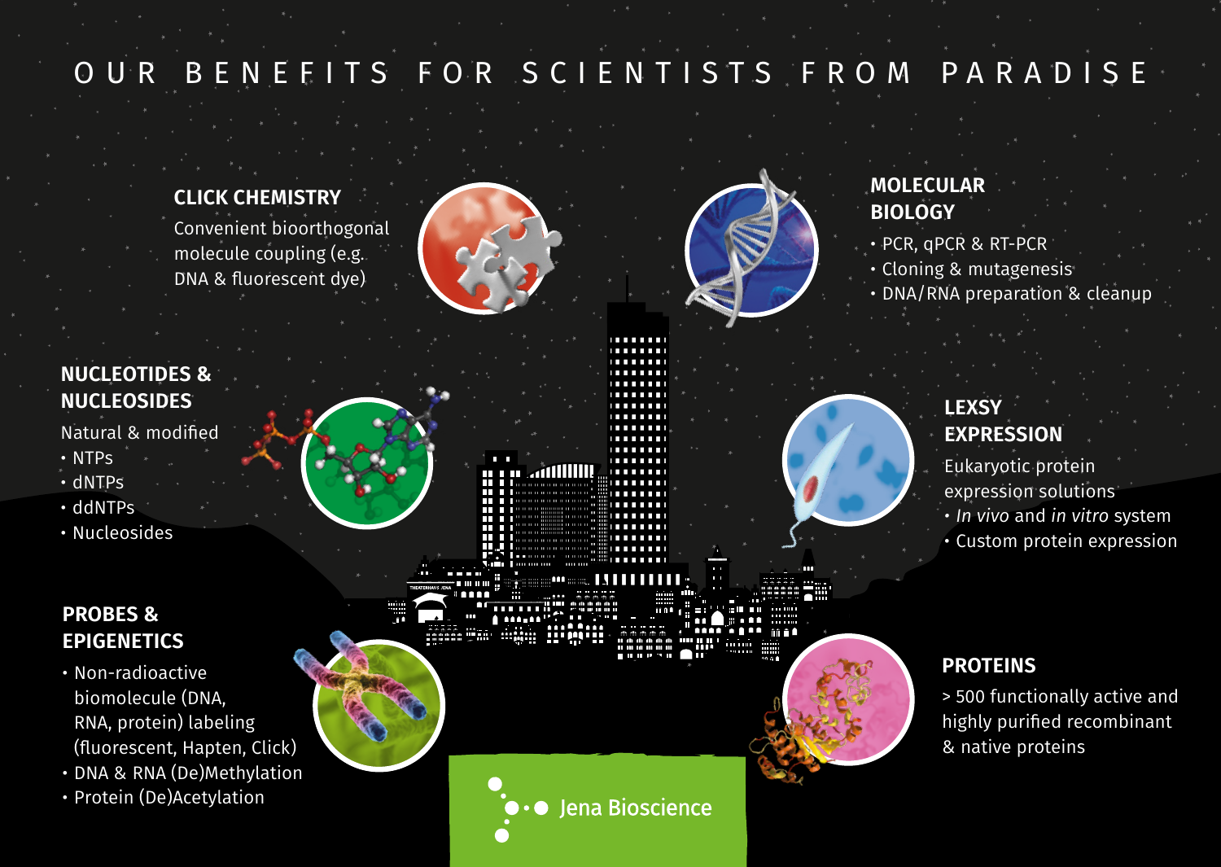# OUR BENEFITS FOR SCIENTISTS FROM PARADISE

## CLICK CHEMISTRY

Convenient bioorthogonal molecule coupling (e.g. DNA & fluorescent dye)

## MOLECULAR BIOLOGY

- PCR, qPCR & RT-PCR
- Cloning & mutagenesis
- DNA/RNA preparation & cleanup

## NUCLEOTIDES & NUCLEOSIDES

Natural & modified

- NTPs
- dNTPs
- ddNTPs
- Nucleosides

## LEXSY EXPRESSION

Eukaryotic protein expression solutions

- *In vivo* and *in vitro* system
- Custom protein expression

## PROBES & EPIGENETICS

- Non-radioactive biomolecule (DNA, RNA, protein) labeling (fluorescent, Hapten, Click)
- DNA & RNA (De)Methylation
- Protein (De)Acetylation

## PROTEINS

> 500 functionally active and highly purified recombinant & native proteins

Jena Bioscience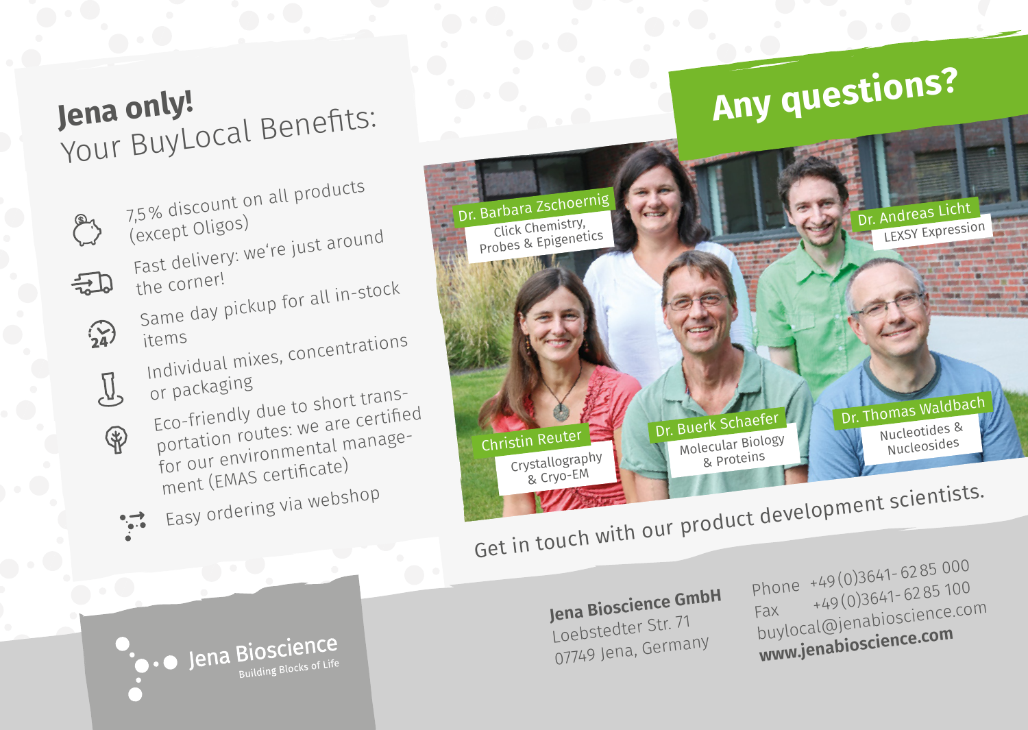# Jena only!

## Your BuyLocal Benefits:

- 7,5 % discount on all products (except Oligos)
- Fast delivery: we're just around the corner!
- Same day pickup for all in-stock items
- Individual mixes, concentrations or packaging
- Eco-friendly due to short transportation routes: we are certified for our environmental management (EMAS certificate)
- Easy ordering via webshop

Jena Bioscience
Building Blocks of Life

# Any questions?

**Dr. Barbara Zschoernig** – Click Chemistry, Probes & Epigenetics

**Dr. Andreas Licht** – LEXSY Expression

**Christin Reuter** – Crystallography & Cryo-EM

**Dr. Buerk Schaefer** – Molecular Biology & Proteins

**Dr. Thomas Waldbach** – Nucleotides & Nucleosides

Get in touch with our product development scientists.

**Jena Bioscience GmbH**
Loebstedter Str. 71
07749 Jena, Germany

Phone +49 (0)3641 - 62 85 000
Fax +49 (0)3641 - 62 85 100
buylocal@jenabioscience.com
**www.jenabioscience.com**